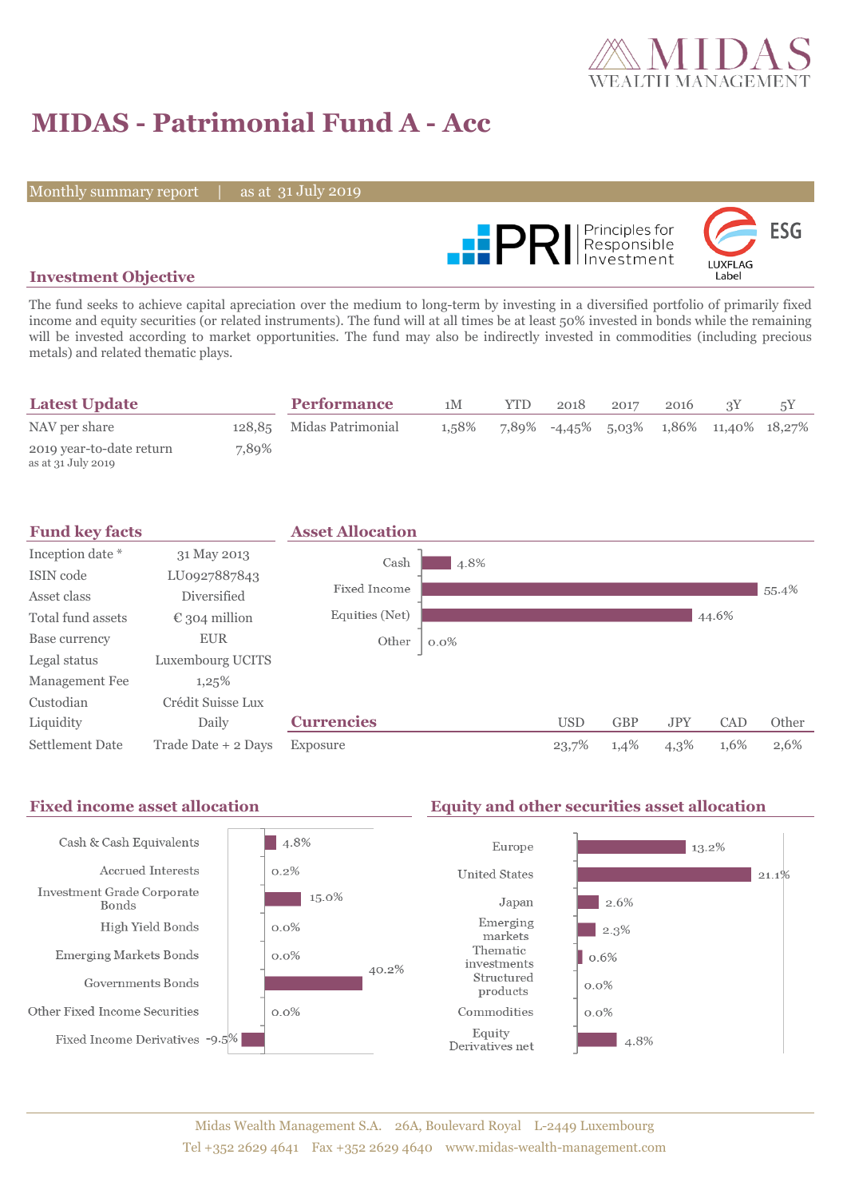# MIDAS - Patrimonial Fund A - Acc

Monthly summary report | as at 31 July 2019

## Investment Objective

The fund seeks to achieve capital apreciation over the medium to long-term by investing in a diversified portfolio of primarily fixed income and equity securities (or related instruments). The fund will at all times be at least 50% invested in bonds while the remaining will be invested according to market opportunities. The fund may also be indirectly invested in commodities (including precious metals) and related thematic plays.

## Latest Update

| | |
|---|---|
| NAV per share | 128,85 |
| 2019 year-to-date return as at 31 July 2019 | 7,89% |

## Performance

| | 1M | YTD | 2018 | 2017 | 2016 | 3Y | 5Y |
|---|---|---|---|---|---|---|---|
| Midas Patrimonial | 1,58% | 7,89% | -4,45% | 5,03% | 1,86% | 11,40% | 18,27% |

## Fund key facts

| | |
|---|---|
| Inception date * | 31 May 2013 |
| ISIN code | LU0927887843 |
| Asset class | Diversified |
| Total fund assets | € 304 million |
| Base currency | EUR |
| Legal status | Luxembourg UCITS |
| Management Fee | 1,25% |
| Custodian | Crédit Suisse Lux |
| Liquidity | Daily |
| Settlement Date | Trade Date + 2 Days |

## Asset Allocation

| | |
|---|---|
| Cash | 4.8% |
| Fixed Income | 55.4% |
| Equities (Net) | 44.6% |
| Other | 0.0% |

## Currencies

| | USD | GBP | JPY | CAD | Other |
|---|---|---|---|---|---|
| Exposure | 23,7% | 1,4% | 4,3% | 1,6% | 2,6% |

## Fixed income asset allocation

| | |
|---|---|
| Cash & Cash Equivalents | 4.8% |
| Accrued Interests | 0.2% |
| Investment Grade Corporate Bonds | 15.0% |
| High Yield Bonds | 0.0% |
| Emerging Markets Bonds | 0.0% |
| Governments Bonds | 40.2% |
| Other Fixed Income Securities | 0.0% |
| Fixed Income Derivatives | -9.5% |

## Equity and other securities asset allocation

| | |
|---|---|
| Europe | 13.2% |
| United States | 21.1% |
| Japan | 2.6% |
| Emerging markets | 2.3% |
| Thematic investments | 0.6% |
| Structured products | 0.0% |
| Commodities | 0.0% |
| Equity Derivatives net | 4.8% |

Midas Wealth Management S.A. 26A, Boulevard Royal L-2449 Luxembourg
Tel +352 2629 4641 Fax +352 2629 4640 www.midas-wealth-management.com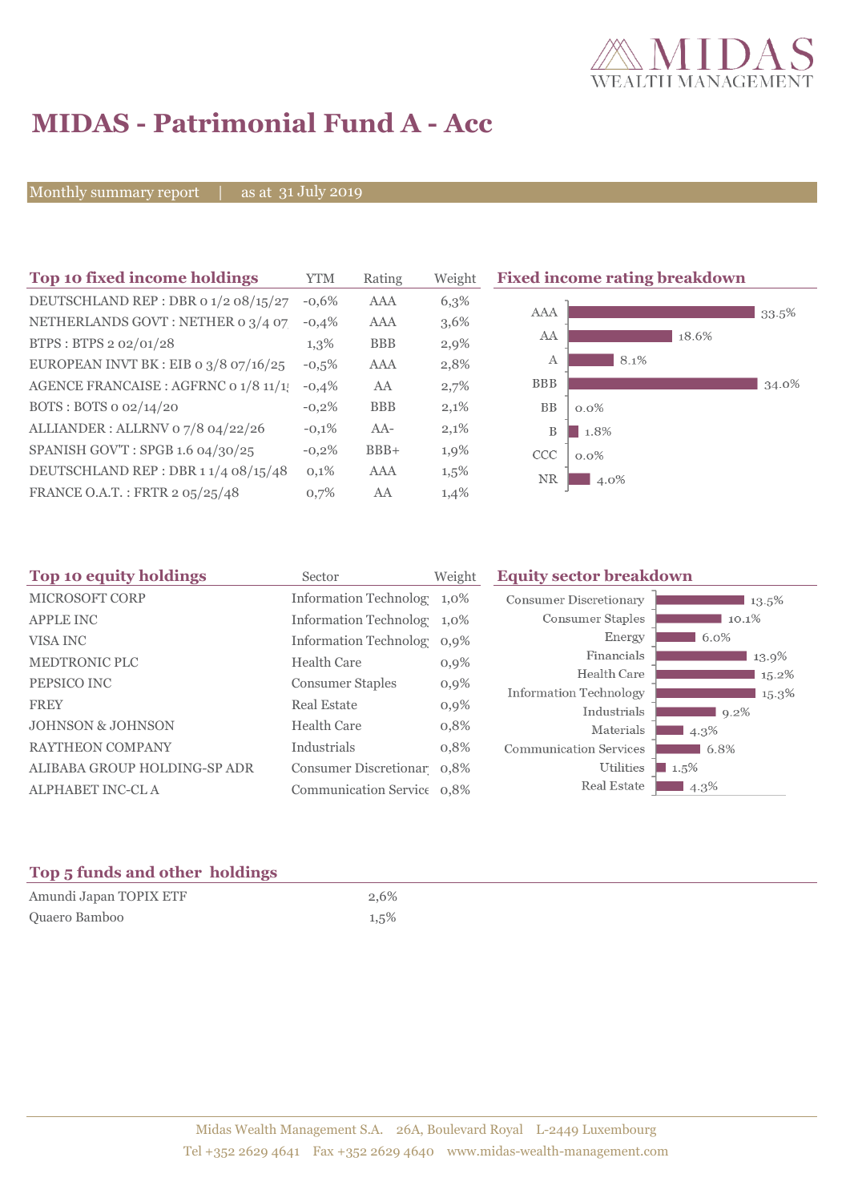# MIDAS - Patrimonial Fund A - Acc

Monthly summary report | as at 31 July 2019

## Top 10 fixed income holdings

| Top 10 fixed income holdings | YTM | Rating | Weight |
|---|---|---|---|
| DEUTSCHLAND REP : DBR 0 1/2 08/15/27 | -0,6% | AAA | 6,3% |
| NETHERLANDS GOVT : NETHER 0 3/4 07 | -0,4% | AAA | 3,6% |
| BTPS : BTPS 2 02/01/28 | 1,3% | BBB | 2,9% |
| EUROPEAN INVT BK : EIB 0 3/8 07/16/25 | -0,5% | AAA | 2,8% |
| AGENCE FRANCAISE : AGFRNC 0 1/8 11/1 | -0,4% | AA | 2,7% |
| BOTS : BOTS 0 02/14/20 | -0,2% | BBB | 2,1% |
| ALLIANDER : ALLRNV 0 7/8 04/22/26 | -0,1% | AA- | 2,1% |
| SPANISH GOV'T : SPGB 1.6 04/30/25 | -0,2% | BBB+ | 1,9% |
| DEUTSCHLAND REP : DBR 1 1/4 08/15/48 | 0,1% | AAA | 1,5% |
| FRANCE O.A.T. : FRTR 2 05/25/48 | 0,7% | AA | 1,4% |

## Fixed income rating breakdown

| Rating | Weight |
|---|---|
| AAA | 33.5% |
| AA | 18.6% |
| A | 8.1% |
| BBB | 34.0% |
| BB | 0.0% |
| B | 1.8% |
| CCC | 0.0% |
| NR | 4.0% |

## Top 10 equity holdings

| Top 10 equity holdings | Sector | Weight |
|---|---|---|
| MICROSOFT CORP | Information Technolog | 1,0% |
| APPLE INC | Information Technolog | 1,0% |
| VISA INC | Information Technolog | 0,9% |
| MEDTRONIC PLC | Health Care | 0,9% |
| PEPSICO INC | Consumer Staples | 0,9% |
| FREY | Real Estate | 0,9% |
| JOHNSON & JOHNSON | Health Care | 0,8% |
| RAYTHEON COMPANY | Industrials | 0,8% |
| ALIBABA GROUP HOLDING-SP ADR | Consumer Discretionar | 0,8% |
| ALPHABET INC-CL A | Communication Service | 0,8% |

## Equity sector breakdown

| Sector | Weight |
|---|---|
| Consumer Discretionary | 13.5% |
| Consumer Staples | 10.1% |
| Energy | 6.0% |
| Financials | 13.9% |
| Health Care | 15.2% |
| Information Technology | 15.3% |
| Industrials | 9.2% |
| Materials | 4.3% |
| Communication Services | 6.8% |
| Utilities | 1.5% |
| Real Estate | 4.3% |

## Top 5 funds and other holdings

| Top 5 funds and other holdings | |
|---|---|
| Amundi Japan TOPIX ETF | 2,6% |
| Quaero Bamboo | 1,5% |

Midas Wealth Management S.A. 26A, Boulevard Royal L-2449 Luxembourg
Tel +352 2629 4641 Fax +352 2629 4640 www.midas-wealth-management.com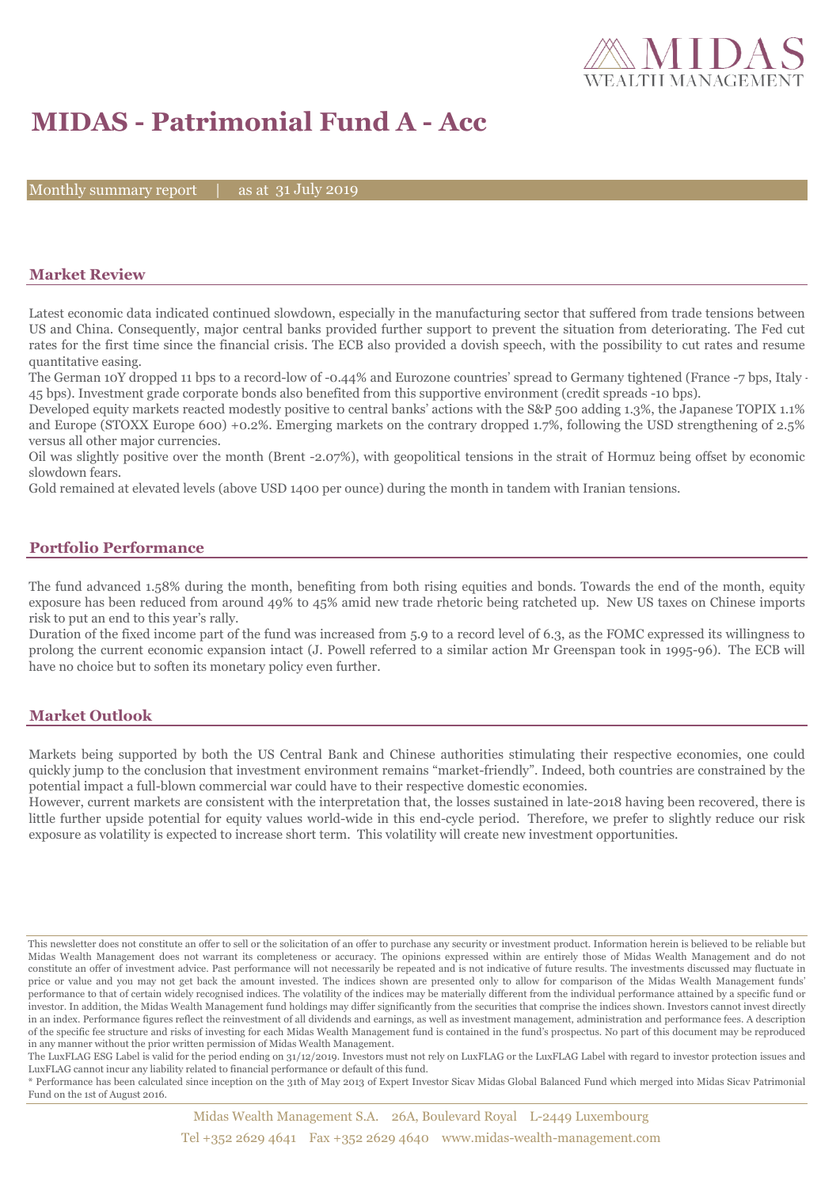# MIDAS - Patrimonial Fund A - Acc

Monthly summary report | as at 31 July 2019

## Market Review

Latest economic data indicated continued slowdown, especially in the manufacturing sector that suffered from trade tensions between US and China. Consequently, major central banks provided further support to prevent the situation from deteriorating. The Fed cut rates for the first time since the financial crisis. The ECB also provided a dovish speech, with the possibility to cut rates and resume quantitative easing.

The German 10Y dropped 11 bps to a record-low of -0.44% and Eurozone countries' spread to Germany tightened (France -7 bps, Italy -45 bps). Investment grade corporate bonds also benefited from this supportive environment (credit spreads -10 bps).

Developed equity markets reacted modestly positive to central banks' actions with the S&P 500 adding 1.3%, the Japanese TOPIX 1.1% and Europe (STOXX Europe 600) +0.2%. Emerging markets on the contrary dropped 1.7%, following the USD strengthening of 2.5% versus all other major currencies.

Oil was slightly positive over the month (Brent -2.07%), with geopolitical tensions in the strait of Hormuz being offset by economic slowdown fears.

Gold remained at elevated levels (above USD 1400 per ounce) during the month in tandem with Iranian tensions.

## Portfolio Performance

The fund advanced 1.58% during the month, benefiting from both rising equities and bonds. Towards the end of the month, equity exposure has been reduced from around 49% to 45% amid new trade rhetoric being ratcheted up. New US taxes on Chinese imports risk to put an end to this year's rally.

Duration of the fixed income part of the fund was increased from 5.9 to a record level of 6.3, as the FOMC expressed its willingness to prolong the current economic expansion intact (J. Powell referred to a similar action Mr Greenspan took in 1995-96). The ECB will have no choice but to soften its monetary policy even further.

## Market Outlook

Markets being supported by both the US Central Bank and Chinese authorities stimulating their respective economies, one could quickly jump to the conclusion that investment environment remains "market-friendly". Indeed, both countries are constrained by the potential impact a full-blown commercial war could have to their respective domestic economies.

However, current markets are consistent with the interpretation that, the losses sustained in late-2018 having been recovered, there is little further upside potential for equity values world-wide in this end-cycle period. Therefore, we prefer to slightly reduce our risk exposure as volatility is expected to increase short term. This volatility will create new investment opportunities.

This newsletter does not constitute an offer to sell or the solicitation of an offer to purchase any security or investment product. Information herein is believed to be reliable but Midas Wealth Management does not warrant its completeness or accuracy. The opinions expressed within are entirely those of Midas Wealth Management and do not constitute an offer of investment advice. Past performance will not necessarily be repeated and is not indicative of future results. The investments discussed may fluctuate in price or value and you may not get back the amount invested. The indices shown are presented only to allow for comparison of the Midas Wealth Management funds' performance to that of certain widely recognised indices. The volatility of the indices may be materially different from the individual performance attained by a specific fund or investor. In addition, the Midas Wealth Management fund holdings may differ significantly from the securities that comprise the indices shown. Investors cannot invest directly in an index. Performance figures reflect the reinvestment of all dividends and earnings, as well as investment management, administration and performance fees. A description of the specific fee structure and risks of investing for each Midas Wealth Management fund is contained in the fund's prospectus. No part of this document may be reproduced in any manner without the prior written permission of Midas Wealth Management.

The LuxFLAG ESG Label is valid for the period ending on 31/12/2019. Investors must not rely on LuxFLAG or the LuxFLAG Label with regard to investor protection issues and LuxFLAG cannot incur any liability related to financial performance or default of this fund.

* Performance has been calculated since inception on the 31th of May 2013 of Expert Investor Sicav Midas Global Balanced Fund which merged into Midas Sicav Patrimonial Fund on the 1st of August 2016.

Midas Wealth Management S.A. 26A, Boulevard Royal L-2449 Luxembourg

Tel +352 2629 4641 Fax +352 2629 4640 www.midas-wealth-management.com